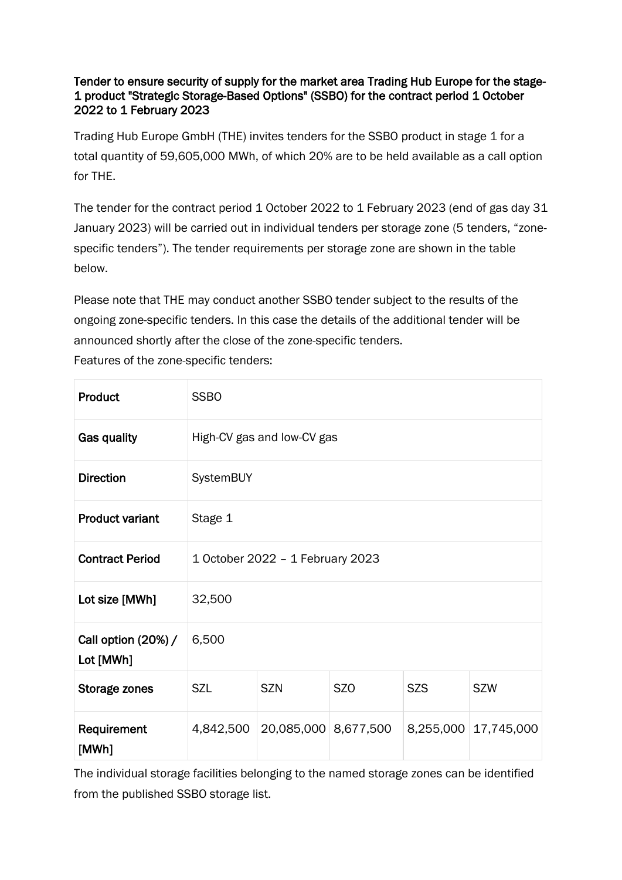**Tender to ensure security of supply for the market area Trading Hub Europe for the stage-1 product "Strategic Storage-Based Options" (SSBO) for the contract period 1 October 2022 to 1 February 2023**

Trading Hub Europe GmbH (THE) invites tenders for the SSBO product in stage 1 for a total quantity of 59,605,000 MWh, of which 20% are to be held available as a call option for THE.

The tender for the contract period 1 October 2022 to 1 February 2023 (end of gas day 31 January 2023) will be carried out in individual tenders per storage zone (5 tenders, "zone-specific tenders"). The tender requirements per storage zone are shown in the table below.

Please note that THE may conduct another SSBO tender subject to the results of the ongoing zone-specific tenders. In this case the details of the additional tender will be announced shortly after the close of the zone-specific tenders.
Features of the zone-specific tenders:

| **Product** | SSBO | | | | |
|---|---|---|---|---|---|
| **Gas quality** | High-CV gas and low-CV gas | | | | |
| **Direction** | SystemBUY | | | | |
| **Product variant** | Stage 1 | | | | |
| **Contract Period** | 1 October 2022 – 1 February 2023 | | | | |
| **Lot size [MWh]** | 32,500 | | | | |
| **Call option (20%) / Lot [MWh]** | 6,500 | | | | |
| **Storage zones** | SZL | SZN | SZO | SZS | SZW |
| **Requirement [MWh]** | 4,842,500 | 20,085,000 | 8,677,500 | 8,255,000 | 17,745,000 |

The individual storage facilities belonging to the named storage zones can be identified from the published SSBO storage list.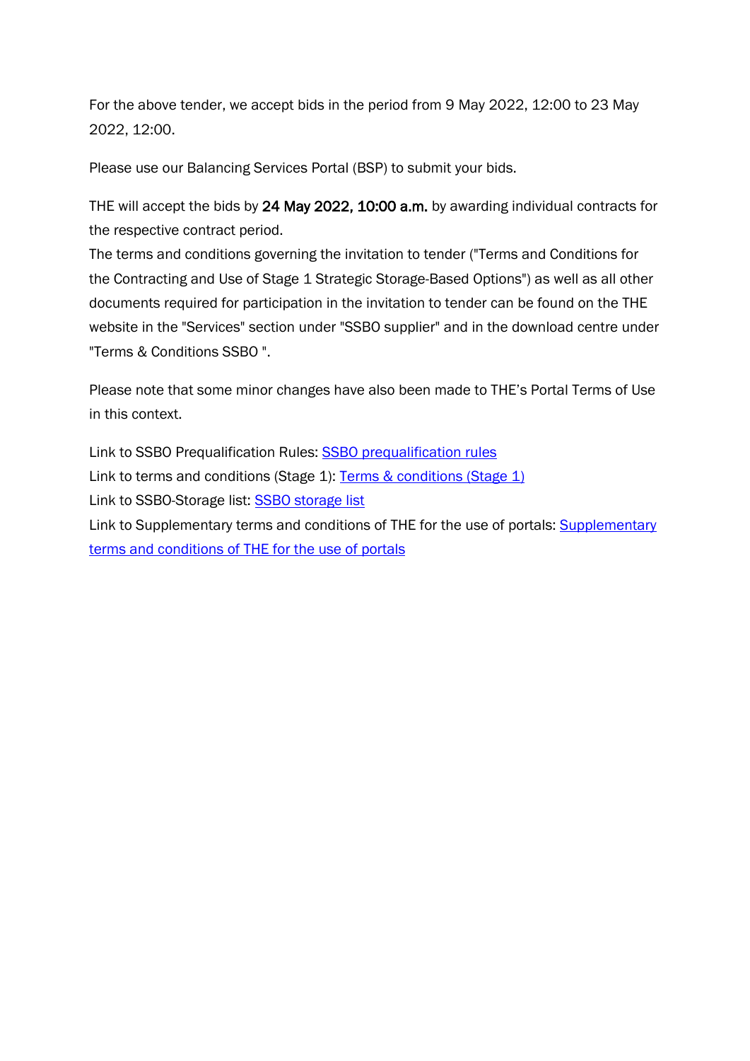For the above tender, we accept bids in the period from 9 May 2022, 12:00 to 23 May 2022, 12:00.

Please use our Balancing Services Portal (BSP) to submit your bids.

THE will accept the bids by **24 May 2022, 10:00 a.m.** by awarding individual contracts for the respective contract period.
The terms and conditions governing the invitation to tender ("Terms and Conditions for the Contracting and Use of Stage 1 Strategic Storage-Based Options") as well as all other documents required for participation in the invitation to tender can be found on the THE website in the "Services" section under "SSBO supplier" and in the download centre under "Terms & Conditions SSBO ".

Please note that some minor changes have also been made to THE's Portal Terms of Use in this context.

Link to SSBO Prequalification Rules: SSBO prequalification rules
Link to terms and conditions (Stage 1): Terms & conditions (Stage 1)
Link to SSBO-Storage list: SSBO storage list
Link to Supplementary terms and conditions of THE for the use of portals: Supplementary terms and conditions of THE for the use of portals